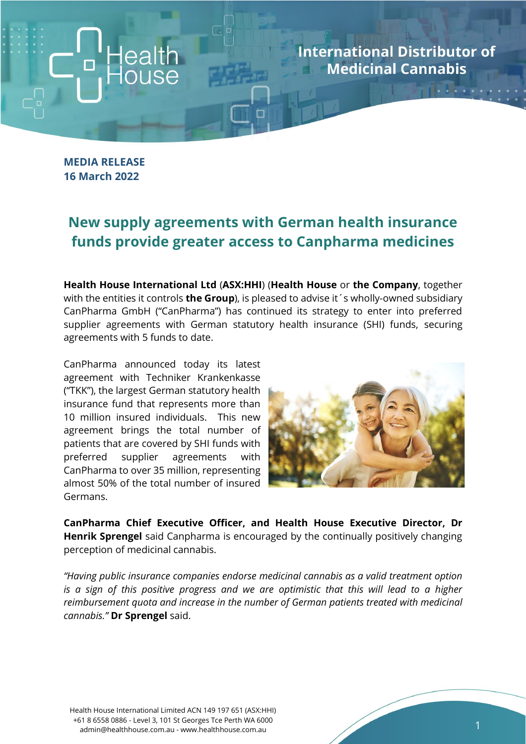Health House

International Distributor of Medicinal Cannabis

**MEDIA RELEASE**
**16 March 2022**

# New supply agreements with German health insurance funds provide greater access to Canpharma medicines

**Health House International Ltd** (**ASX:HHI**) (**Health House** or **the Company**, together with the entities it controls **the Group**), is pleased to advise it´s wholly-owned subsidiary CanPharma GmbH ("CanPharma") has continued its strategy to enter into preferred supplier agreements with German statutory health insurance (SHI) funds, securing agreements with 5 funds to date.

CanPharma announced today its latest agreement with Techniker Krankenkasse ("TKK"), the largest German statutory health insurance fund that represents more than 10 million insured individuals. This new agreement brings the total number of patients that are covered by SHI funds with preferred supplier agreements with CanPharma to over 35 million, representing almost 50% of the total number of insured Germans.

**CanPharma Chief Executive Officer, and Health House Executive Director, Dr Henrik Sprengel** said Canpharma is encouraged by the continually positively changing perception of medicinal cannabis.

*"Having public insurance companies endorse medicinal cannabis as a valid treatment option is a sign of this positive progress and we are optimistic that this will lead to a higher reimbursement quota and increase in the number of German patients treated with medicinal cannabis."* **Dr Sprengel** said.

Health House International Limited ACN 149 197 651 (ASX:HHI)
+61 8 6558 0886 - Level 3, 101 St Georges Tce Perth WA 6000
admin@healthhouse.com.au - www.healthhouse.com.au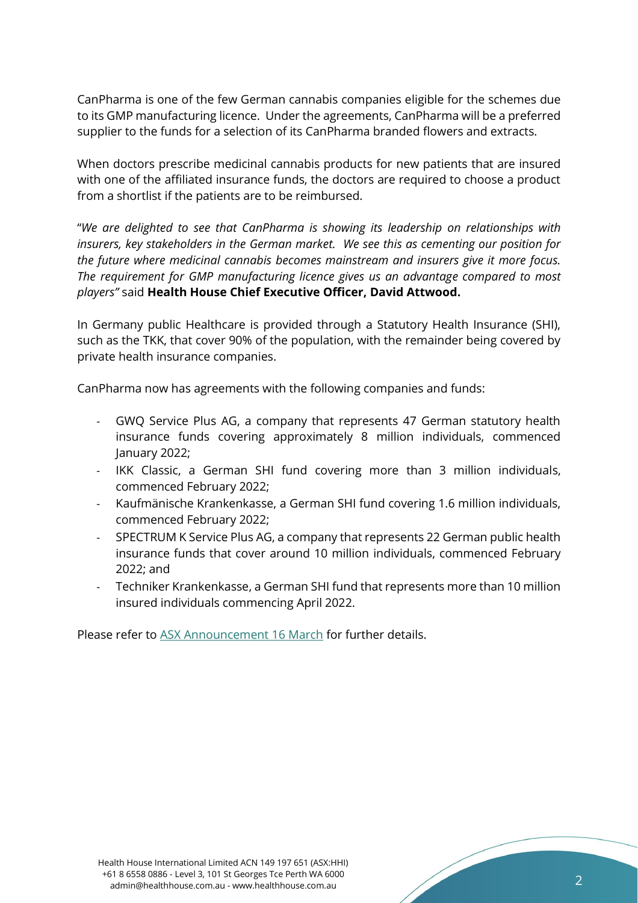CanPharma is one of the few German cannabis companies eligible for the schemes due to its GMP manufacturing licence. Under the agreements, CanPharma will be a preferred supplier to the funds for a selection of its CanPharma branded flowers and extracts.

When doctors prescribe medicinal cannabis products for new patients that are insured with one of the affiliated insurance funds, the doctors are required to choose a product from a shortlist if the patients are to be reimbursed.

"*We are delighted to see that CanPharma is showing its leadership on relationships with insurers, key stakeholders in the German market. We see this as cementing our position for the future where medicinal cannabis becomes mainstream and insurers give it more focus. The requirement for GMP manufacturing licence gives us an advantage compared to most players"* said **Health House Chief Executive Officer, David Attwood.**

In Germany public Healthcare is provided through a Statutory Health Insurance (SHI), such as the TKK, that cover 90% of the population, with the remainder being covered by private health insurance companies.

CanPharma now has agreements with the following companies and funds:

- GWQ Service Plus AG, a company that represents 47 German statutory health insurance funds covering approximately 8 million individuals, commenced January 2022;
- IKK Classic, a German SHI fund covering more than 3 million individuals, commenced February 2022;
- Kaufmänische Krankenkasse, a German SHI fund covering 1.6 million individuals, commenced February 2022;
- SPECTRUM K Service Plus AG, a company that represents 22 German public health insurance funds that cover around 10 million individuals, commenced February 2022; and
- Techniker Krankenkasse, a German SHI fund that represents more than 10 million insured individuals commencing April 2022.

Please refer to [ASX Announcement 16 March]() for further details.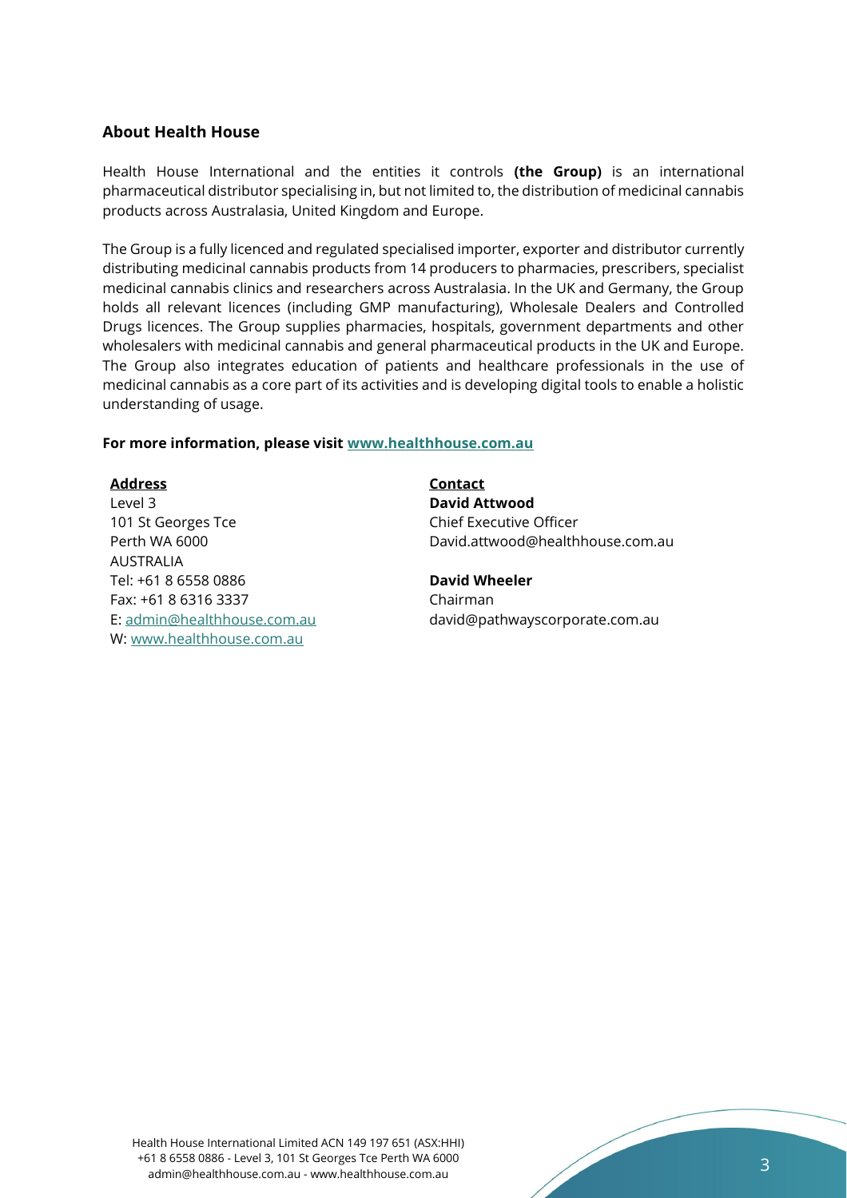## About Health House

Health House International and the entities it controls **(the Group)** is an international pharmaceutical distributor specialising in, but not limited to, the distribution of medicinal cannabis products across Australasia, United Kingdom and Europe.

The Group is a fully licenced and regulated specialised importer, exporter and distributor currently distributing medicinal cannabis products from 14 producers to pharmacies, prescribers, specialist medicinal cannabis clinics and researchers across Australasia. In the UK and Germany, the Group holds all relevant licences (including GMP manufacturing), Wholesale Dealers and Controlled Drugs licences. The Group supplies pharmacies, hospitals, government departments and other wholesalers with medicinal cannabis and general pharmaceutical products in the UK and Europe. The Group also integrates education of patients and healthcare professionals in the use of medicinal cannabis as a core part of its activities and is developing digital tools to enable a holistic understanding of usage.

**For more information, please visit www.healthhouse.com.au**

**Address**

Level 3
101 St Georges Tce
Perth WA 6000
AUSTRALIA
Tel: +61 8 6558 0886
Fax: +61 8 6316 3337
E: admin@healthhouse.com.au
W: www.healthhouse.com.au

**Contact**

**David Attwood**
Chief Executive Officer
David.attwood@healthhouse.com.au

**David Wheeler**
Chairman
david@pathwayscorporate.com.au